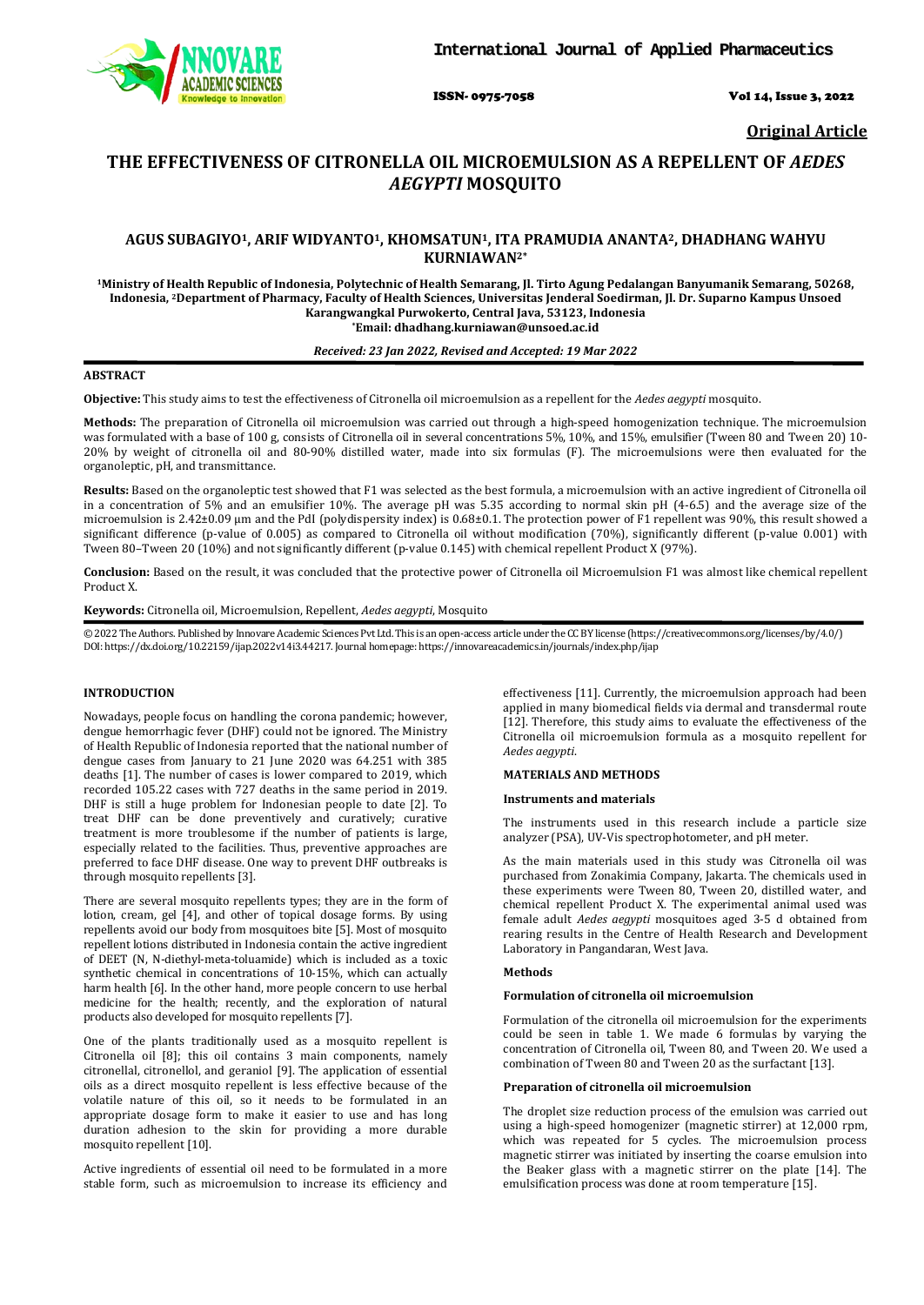**Original Article**

# THE EFFECTIVENESS OF CITRONELLA OIL MICROEMULSION AS A REPELLENT OF *AEDES AEGYPTI* MOSQUITO

## AGUS SUBAGIYO[1], ARIF WIDYANTO[1], KHOMSATUN[1], ITA PRAMUDIA ANANTA[2], DHADHANG WAHYU KURNIAWAN[2*]

**[1]Ministry of Health Republic of Indonesia, Polytechnic of Health Semarang, Jl. Tirto Agung Pedalangan Banyumanik Semarang, 50268, Indonesia, [2]Department of Pharmacy, Faculty of Health Sciences, Universitas Jenderal Soedirman, Jl. Dr. Suparno Kampus Unsoed Karangwangkal Purwokerto, Central Java, 53123, Indonesia**
**[*]Email: dhadhang.kurniawan@unsoed.ac.id**

***Received: 23 Jan 2022, Revised and Accepted: 19 Mar 2022***

### ABSTRACT

**Objective:** This study aims to test the effectiveness of Citronella oil microemulsion as a repellent for the *Aedes aegypti* mosquito.

**Methods:** The preparation of Citronella oil microemulsion was carried out through a high-speed homogenization technique. The microemulsion was formulated with a base of 100 g, consists of Citronella oil in several concentrations 5%, 10%, and 15%, emulsifier (Tween 80 and Tween 20) 10-20% by weight of citronella oil and 80-90% distilled water, made into six formulas (F). The microemulsions were then evaluated for the organoleptic, pH, and transmittance.

**Results:** Based on the organoleptic test showed that F1 was selected as the best formula, a microemulsion with an active ingredient of Citronella oil in a concentration of 5% and an emulsifier 10%. The average pH was 5.35 according to normal skin pH (4-6.5) and the average size of the microemulsion is 2.42±0.09 µm and the PdI (polydispersity index) is 0.68±0.1. The protection power of F1 repellent was 90%, this result showed a significant difference (p-value of 0.005) as compared to Citronella oil without modification (70%), significantly different (p-value 0.001) with Tween 80–Tween 20 (10%) and not significantly different (p-value 0.145) with chemical repellent Product X (97%).

**Conclusion:** Based on the result, it was concluded that the protective power of Citronella oil Microemulsion F1 was almost like chemical repellent Product X.

**Keywords:** Citronella oil, Microemulsion, Repellent, *Aedes aegypti*, Mosquito

© 2022 The Authors. Published by Innovare Academic Sciences Pvt Ltd. This is an open-access article under the CC BY license (https://creativecommons.org/licenses/by/4.0/)
DOI: https://dx.doi.org/10.22159/ijap.2022v14i3.44217. Journal homepage: https://innovareacademics.in/journals/index.php/ijap

### INTRODUCTION

Nowadays, people focus on handling the corona pandemic; however, dengue hemorrhagic fever (DHF) could not be ignored. The Ministry of Health Republic of Indonesia reported that the national number of dengue cases from January to 21 June 2020 was 64.251 with 385 deaths [1]. The number of cases is lower compared to 2019, which recorded 105.22 cases with 727 deaths in the same period in 2019. DHF is still a huge problem for Indonesian people to date [2]. To treat DHF can be done preventively and curatively; curative treatment is more troublesome if the number of patients is large, especially related to the facilities. Thus, preventive approaches are preferred to face DHF disease. One way to prevent DHF outbreaks is through mosquito repellents [3].

There are several mosquito repellents types; they are in the form of lotion, cream, gel [4], and other of topical dosage forms. By using repellents avoid our body from mosquitoes bite [5]. Most of mosquito repellent lotions distributed in Indonesia contain the active ingredient of DEET (N, N-diethyl-meta-toluamide) which is included as a toxic synthetic chemical in concentrations of 10-15%, which can actually harm health [6]. In the other hand, more people concern to use herbal medicine for the health; recently, and the exploration of natural products also developed for mosquito repellents [7].

One of the plants traditionally used as a mosquito repellent is Citronella oil [8]; this oil contains 3 main components, namely citronellal, citronellol, and geraniol [9]. The application of essential oils as a direct mosquito repellent is less effective because of the volatile nature of this oil, so it needs to be formulated in an appropriate dosage form to make it easier to use and has long duration adhesion to the skin for providing a more durable mosquito repellent [10].

Active ingredients of essential oil need to be formulated in a more stable form, such as microemulsion to increase its efficiency and effectiveness [11]. Currently, the microemulsion approach had been applied in many biomedical fields via dermal and transdermal route [12]. Therefore, this study aims to evaluate the effectiveness of the Citronella oil microemulsion formula as a mosquito repellent for *Aedes aegypti*.

### MATERIALS AND METHODS

#### Instruments and materials

The instruments used in this research include a particle size analyzer (PSA), UV-Vis spectrophotometer, and pH meter.

As the main materials used in this study was Citronella oil was purchased from Zonakimia Company, Jakarta. The chemicals used in these experiments were Tween 80, Tween 20, distilled water, and chemical repellent Product X. The experimental animal used was female adult *Aedes aegypti* mosquitoes aged 3-5 d obtained from rearing results in the Centre of Health Research and Development Laboratory in Pangandaran, West Java.

#### Methods

#### Formulation of citronella oil microemulsion

Formulation of the citronella oil microemulsion for the experiments could be seen in table 1. We made 6 formulas by varying the concentration of Citronella oil, Tween 80, and Tween 20. We used a combination of Tween 80 and Tween 20 as the surfactant [13].

#### Preparation of citronella oil microemulsion

The droplet size reduction process of the emulsion was carried out using a high-speed homogenizer (magnetic stirrer) at 12,000 rpm, which was repeated for 5 cycles. The microemulsion process magnetic stirrer was initiated by inserting the coarse emulsion into the Beaker glass with a magnetic stirrer on the plate [14]. The emulsification process was done at room temperature [15].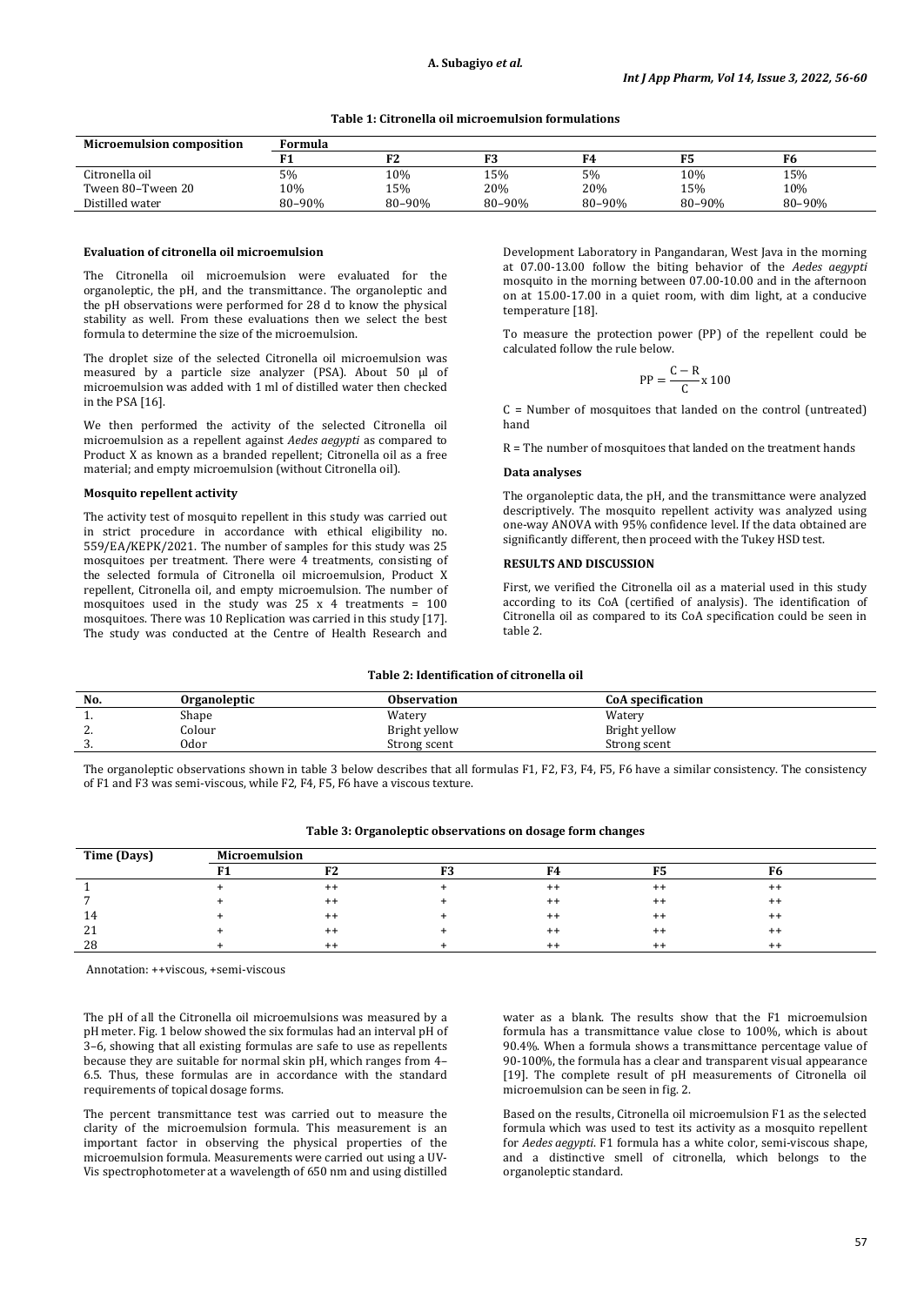**Table 1: Citronella oil microemulsion formulations**

| Microemulsion composition | Formula | | | | | |
|---|---|---|---|---|---|---|
| | F1 | F2 | F3 | F4 | F5 | F6 |
| Citronella oil | 5% | 10% | 15% | 5% | 10% | 15% |
| Tween 80–Tween 20 | 10% | 15% | 20% | 20% | 15% | 10% |
| Distilled water | 80–90% | 80–90% | 80–90% | 80–90% | 80–90% | 80–90% |

**Evaluation of citronella oil microemulsion**

The Citronella oil microemulsion were evaluated for the organoleptic, the pH, and the transmittance. The organoleptic and the pH observations were performed for 28 d to know the physical stability as well. From these evaluations then we select the best formula to determine the size of the microemulsion.

The droplet size of the selected Citronella oil microemulsion was measured by a particle size analyzer (PSA). About 50 µl of microemulsion was added with 1 ml of distilled water then checked in the PSA [16].

We then performed the activity of the selected Citronella oil microemulsion as a repellent against *Aedes aegypti* as compared to Product X as known as a branded repellent; Citronella oil as a free material; and empty microemulsion (without Citronella oil).

**Mosquito repellent activity**

The activity test of mosquito repellent in this study was carried out in strict procedure in accordance with ethical eligibility no. 559/EA/KEPK/2021. The number of samples for this study was 25 mosquitoes per treatment. There were 4 treatments, consisting of the selected formula of Citronella oil microemulsion, Product X repellent, Citronella oil, and empty microemulsion. The number of mosquitoes used in the study was 25 x 4 treatments = 100 mosquitoes. There was 10 Replication was carried in this study [17]. The study was conducted at the Centre of Health Research and Development Laboratory in Pangandaran, West Java in the morning at 07.00-13.00 follow the biting behavior of the *Aedes aegypti* mosquito in the morning between 07.00-10.00 and in the afternoon on at 15.00-17.00 in a quiet room, with dim light, at a conducive temperature [18].

To measure the protection power (PP) of the repellent could be calculated follow the rule below.

$$PP = \frac{C - R}{C} \times 100$$

C = Number of mosquitoes that landed on the control (untreated) hand

R = The number of mosquitoes that landed on the treatment hands

**Data analyses**

The organoleptic data, the pH, and the transmittance were analyzed descriptively. The mosquito repellent activity was analyzed using one-way ANOVA with 95% confidence level. If the data obtained are significantly different, then proceed with the Tukey HSD test.

## RESULTS AND DISCUSSION

First, we verified the Citronella oil as a material used in this study according to its CoA (certified of analysis). The identification of Citronella oil as compared to its CoA specification could be seen in table 2.

**Table 2: Identification of citronella oil**

| No. | Organoleptic | Observation | CoA specification |
|---|---|---|---|
| 1. | Shape | Watery | Watery |
| 2. | Colour | Bright yellow | Bright yellow |
| 3. | Odor | Strong scent | Strong scent |

The organoleptic observations shown in table 3 below describes that all formulas F1, F2, F3, F4, F5, F6 have a similar consistency. The consistency of F1 and F3 was semi-viscous, while F2, F4, F5, F6 have a viscous texture.

**Table 3: Organoleptic observations on dosage form changes**

| Time (Days) | Microemulsion | | | | | |
|---|---|---|---|---|---|---|
| | F1 | F2 | F3 | F4 | F5 | F6 |
| 1 | + | ++ | + | ++ | ++ | ++ |
| 7 | + | ++ | + | ++ | ++ | ++ |
| 14 | + | ++ | + | ++ | ++ | ++ |
| 21 | + | ++ | + | ++ | ++ | ++ |
| 28 | + | ++ | + | ++ | ++ | ++ |

Annotation: ++viscous, +semi-viscous

The pH of all the Citronella oil microemulsions was measured by a pH meter. Fig. 1 below showed the six formulas had an interval pH of 3–6, showing that all existing formulas are safe to use as repellents because they are suitable for normal skin pH, which ranges from 4–6.5. Thus, these formulas are in accordance with the standard requirements of topical dosage forms.

The percent transmittance test was carried out to measure the clarity of the microemulsion formula. This measurement is an important factor in observing the physical properties of the microemulsion formula. Measurements were carried out using a UV-Vis spectrophotometer at a wavelength of 650 nm and using distilled water as a blank. The results show that the F1 microemulsion formula has a transmittance value close to 100%, which is about 90.4%. When a formula shows a transmittance percentage value of 90-100%, the formula has a clear and transparent visual appearance [19]. The complete result of pH measurements of Citronella oil microemulsion can be seen in fig. 2.

Based on the results, Citronella oil microemulsion F1 as the selected formula which was used to test its activity as a mosquito repellent for *Aedes aegypti*. F1 formula has a white color, semi-viscous shape, and a distinctive smell of citronella, which belongs to the organoleptic standard.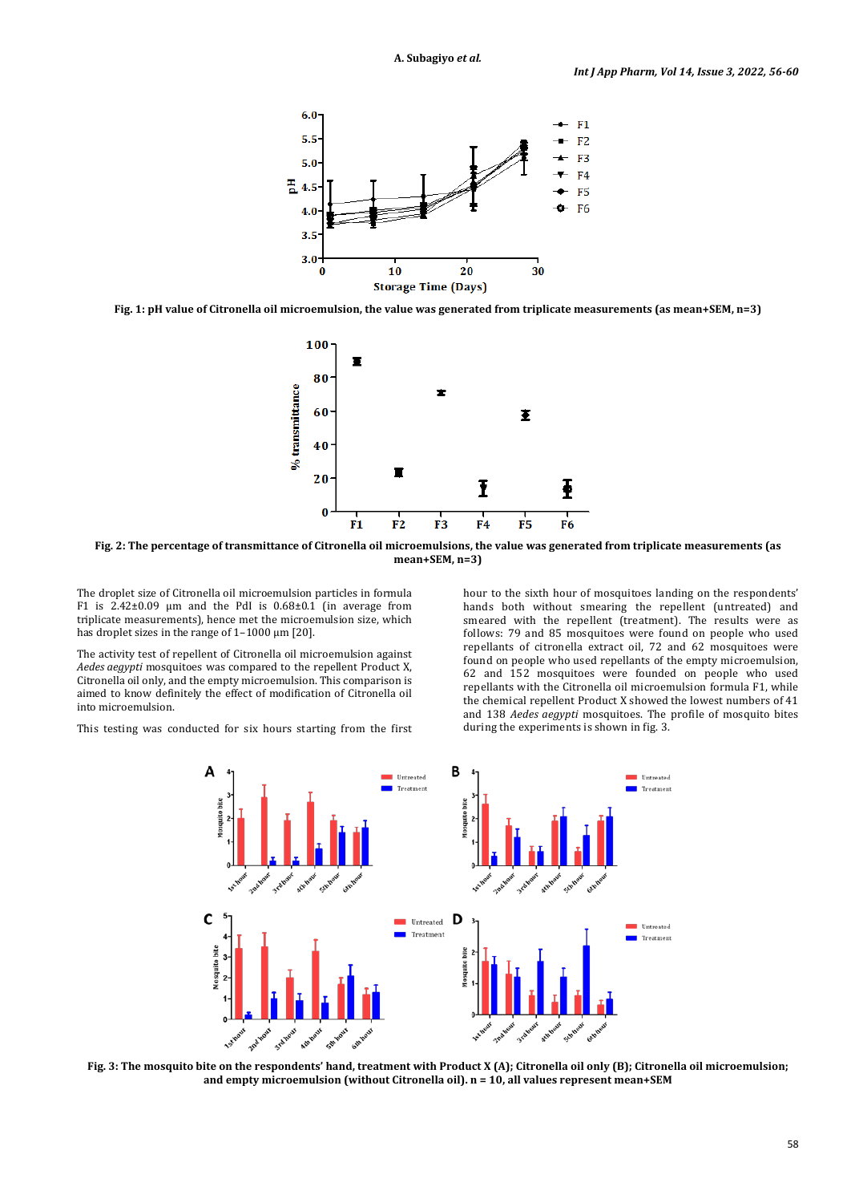Fig. 1: pH value of Citronella oil microemulsion, the value was generated from triplicate measurements (as mean+SEM, n=3)

Fig. 2: The percentage of transmittance of Citronella oil microemulsions, the value was generated from triplicate measurements (as mean+SEM, n=3)

The droplet size of Citronella oil microemulsion particles in formula F1 is 2.42±0.09 µm and the PdI is 0.68±0.1 (in average from triplicate measurements), hence met the microemulsion size, which has droplet sizes in the range of 1–1000 µm [20].

The activity test of repellent of Citronella oil microemulsion against *Aedes aegypti* mosquitoes was compared to the repellent Product X, Citronella oil only, and the empty microemulsion. This comparison is aimed to know definitely the effect of modification of Citronella oil into microemulsion.

This testing was conducted for six hours starting from the first hour to the sixth hour of mosquitoes landing on the respondents' hands both without smearing the repellent (untreated) and smeared with the repellent (treatment). The results were as follows: 79 and 85 mosquitoes were found on people who used repellants of citronella extract oil, 72 and 62 mosquitoes were found on people who used repellants of the empty microemulsion, 62 and 152 mosquitoes were founded on people who used repellants with the Citronella oil microemulsion formula F1, while the chemical repellent Product X showed the lowest numbers of 41 and 138 *Aedes aegypti* mosquitoes. The profile of mosquito bites during the experiments is shown in fig. 3.

Fig. 3: The mosquito bite on the respondents' hand, treatment with Product X (A); Citronella oil only (B); Citronella oil microemulsion; and empty microemulsion (without Citronella oil). n = 10, all values represent mean+SEM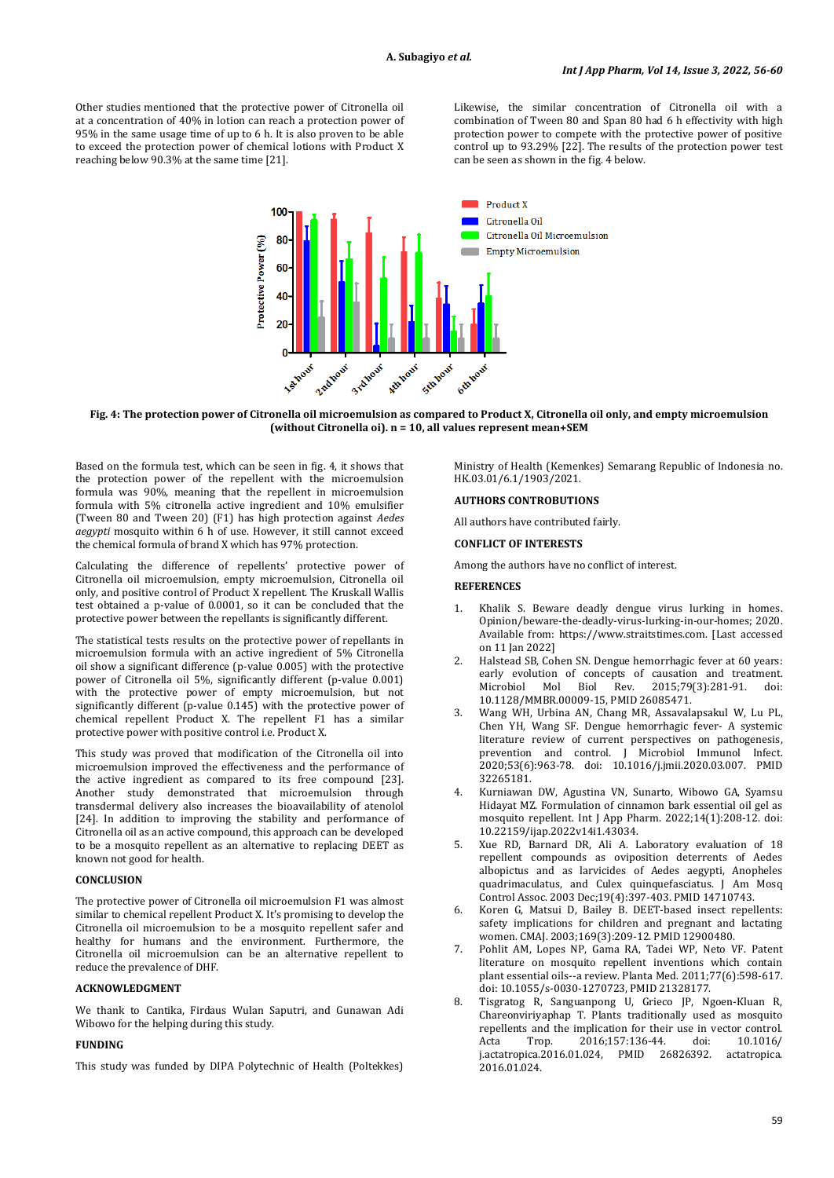Other studies mentioned that the protective power of Citronella oil at a concentration of 40% in lotion can reach a protection power of 95% in the same usage time of up to 6 h. It is also proven to be able to exceed the protection power of chemical lotions with Product X reaching below 90.3% at the same time [21].

Likewise, the similar concentration of Citronella oil with a combination of Tween 80 and Span 80 had 6 h effectivity with high protection power to compete with the protective power of positive control up to 93.29% [22]. The results of the protection power test can be seen as shown in the fig. 4 below.

**Fig. 4: The protection power of Citronella oil microemulsion as compared to Product X, Citronella oil only, and empty microemulsion (without Citronella oi). n = 10, all values represent mean+SEM**

Based on the formula test, which can be seen in fig. 4, it shows that the protection power of the repellent with the microemulsion formula was 90%, meaning that the repellent in microemulsion formula with 5% citronella active ingredient and 10% emulsifier (Tween 80 and Tween 20) (F1) has high protection against *Aedes aegypti* mosquito within 6 h of use. However, it still cannot exceed the chemical formula of brand X which has 97% protection.

Calculating the difference of repellents' protective power of Citronella oil microemulsion, empty microemulsion, Citronella oil only, and positive control of Product X repellent. The Kruskall Wallis test obtained a p-value of 0.0001, so it can be concluded that the protective power between the repellents is significantly different.

The statistical tests results on the protective power of repellants in microemulsion formula with an active ingredient of 5% Citronella oil show a significant difference (p-value 0.005) with the protective power of Citronella oil 5%, significantly different (p-value 0.001) with the protective power of empty microemulsion, but not significantly different (p-value 0.145) with the protective power of chemical repellent Product X. The repellent F1 has a similar protective power with positive control i.e. Product X.

This study was proved that modification of the Citronella oil into microemulsion improved the effectiveness and the performance of the active ingredient as compared to its free compound [23]. Another study demonstrated that microemulsion through transdermal delivery also increases the bioavailability of atenolol [24]. In addition to improving the stability and performance of Citronella oil as an active compound, this approach can be developed to be a mosquito repellent as an alternative to replacing DEET as known not good for health.

## CONCLUSION

The protective power of Citronella oil microemulsion F1 was almost similar to chemical repellent Product X. It's promising to develop the Citronella oil microemulsion to be a mosquito repellent safer and healthy for humans and the environment. Furthermore, the Citronella oil microemulsion can be an alternative repellent to reduce the prevalence of DHF.

## ACKNOWLEDGMENT

We thank to Cantika, Firdaus Wulan Saputri, and Gunawan Adi Wibowo for the helping during this study.

## FUNDING

This study was funded by DIPA Polytechnic of Health (Poltekkes) Ministry of Health (Kemenkes) Semarang Republic of Indonesia no. HK.03.01/6.1/1903/2021.

## AUTHORS CONTROBUTIONS

All authors have contributed fairly.

## CONFLICT OF INTERESTS

Among the authors have no conflict of interest.

## REFERENCES

1. Khalik S. Beware deadly dengue virus lurking in homes. Opinion/beware-the-deadly-virus-lurking-in-our-homes; 2020. Available from: https://www.straitstimes.com. [Last accessed on 11 Jan 2022]
2. Halstead SB, Cohen SN. Dengue hemorrhagic fever at 60 years: early evolution of concepts of causation and treatment. Microbiol Mol Biol Rev. 2015;79(3):281-91. doi: 10.1128/MMBR.00009-15, PMID 26085471.
3. Wang WH, Urbina AN, Chang MR, Assavalapsakul W, Lu PL, Chen YH, Wang SF. Dengue hemorrhagic fever- A systemic literature review of current perspectives on pathogenesis, prevention and control. J Microbiol Immunol Infect. 2020;53(6):963-78. doi: 10.1016/j.jmii.2020.03.007. PMID 32265181.
4. Kurniawan DW, Agustina VN, Sunarto, Wibowo GA, Syamsu Hidayat MZ. Formulation of cinnamon bark essential oil gel as mosquito repellent. Int J App Pharm. 2022;14(1):208-12. doi: 10.22159/ijap.2022v14i1.43034.
5. Xue RD, Barnard DR, Ali A. Laboratory evaluation of 18 repellent compounds as oviposition deterrents of Aedes albopictus and as larvicides of Aedes aegypti, Anopheles quadrimaculatus, and Culex quinquefasciatus. J Am Mosq Control Assoc. 2003 Dec;19(4):397-403. PMID 14710743.
6. Koren G, Matsui D, Bailey B. DEET-based insect repellents: safety implications for children and pregnant and lactating women. CMAJ. 2003;169(3):209-12. PMID 12900480.
7. Pohlit AM, Lopes NP, Gama RA, Tadei WP, Neto VF. Patent literature on mosquito repellent inventions which contain plant essential oils--a review. Planta Med. 2011;77(6):598-617. doi: 10.1055/s-0030-1270723, PMID 21328177.
8. Tisgratog R, Sanguanpong U, Grieco JP, Ngoen-Kluan R, Chareonviriyaphap T. Plants traditionally used as mosquito repellents and the implication for their use in vector control. Acta Trop. 2016;157:136-44. doi: 10.1016/j.actatropica.2016.01.024, PMID 26826392. actatropica. 2016.01.024.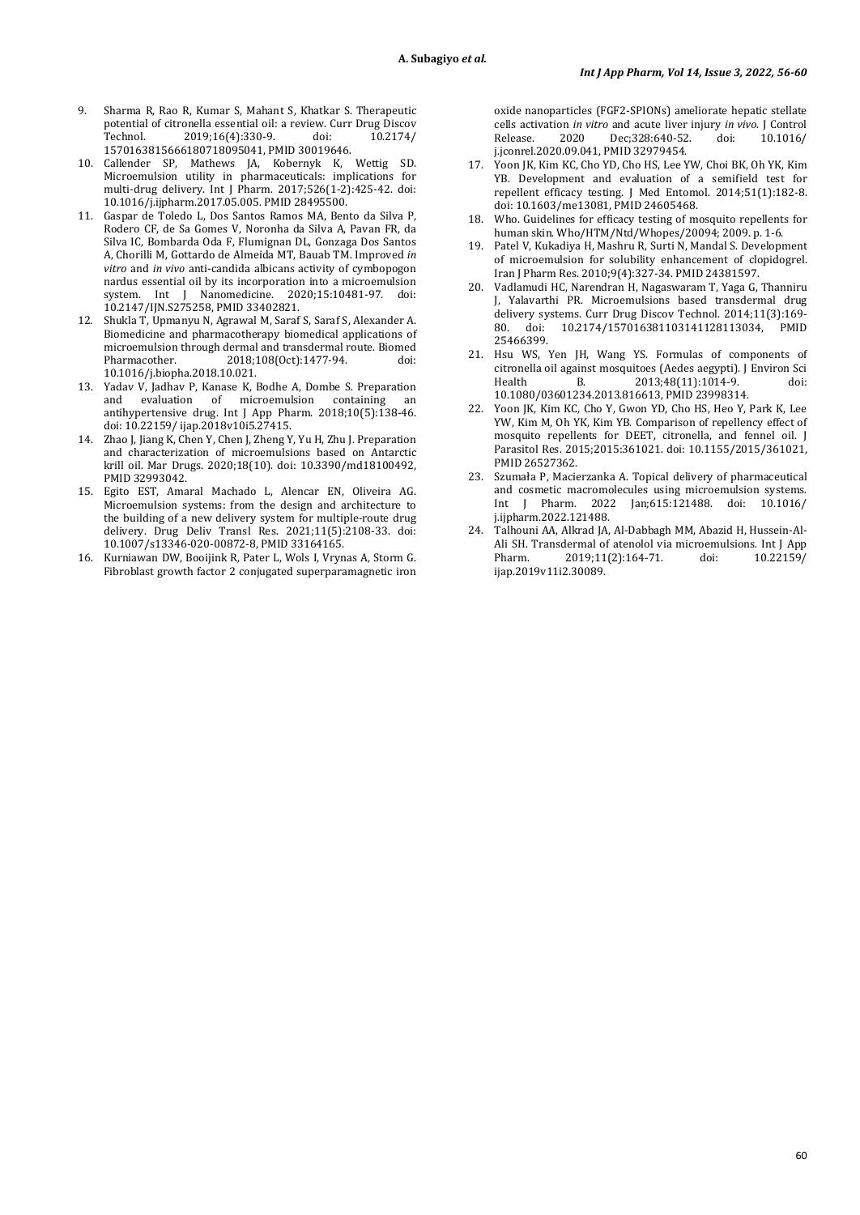9. Sharma R, Rao R, Kumar S, Mahant S, Khatkar S. Therapeutic potential of citronella essential oil: a review. Curr Drug Discov Technol. 2019;16(4):330-9. doi: 10.2174/1570163815666180718095041, PMID 30019646.
10. Callender SP, Mathews JA, Kobernyk K, Wettig SD. Microemulsion utility in pharmaceuticals: implications for multi-drug delivery. Int J Pharm. 2017;526(1-2):425-42. doi: 10.1016/j.ijpharm.2017.05.005. PMID 28495500.
11. Gaspar de Toledo L, Dos Santos Ramos MA, Bento da Silva P, Rodero CF, de Sa Gomes V, Noronha da Silva A, Pavan FR, da Silva IC, Bombarda Oda F, Flumignan DL, Gonzaga Dos Santos A, Chorilli M, Gottardo de Almeida MT, Bauab TM. Improved *in vitro* and *in vivo* anti-candida albicans activity of cymbopogon nardus essential oil by its incorporation into a microemulsion system. Int J Nanomedicine. 2020;15:10481-97. doi: 10.2147/IJN.S275258, PMID 33402821.
12. Shukla T, Upmanyu N, Agrawal M, Saraf S, Saraf S, Alexander A. Biomedicine and pharmacotherapy biomedical applications of microemulsion through dermal and transdermal route. Biomed Pharmacother. 2018;108(Oct):1477-94. doi: 10.1016/j.biopha.2018.10.021.
13. Yadav V, Jadhav P, Kanase K, Bodhe A, Dombe S. Preparation and evaluation of microemulsion containing an antihypertensive drug. Int J App Pharm. 2018;10(5):138-46. doi: 10.22159/ ijap.2018v10i5.27415.
14. Zhao J, Jiang K, Chen Y, Chen J, Zheng Y, Yu H, Zhu J. Preparation and characterization of microemulsions based on Antarctic krill oil. Mar Drugs. 2020;18(10). doi: 10.3390/md18100492, PMID 32993042.
15. Egito EST, Amaral Machado L, Alencar EN, Oliveira AG. Microemulsion systems: from the design and architecture to the building of a new delivery system for multiple-route drug delivery. Drug Deliv Transl Res. 2021;11(5):2108-33. doi: 10.1007/s13346-020-00872-8, PMID 33164165.
16. Kurniawan DW, Booijink R, Pater L, Wols I, Vrynas A, Storm G. Fibroblast growth factor 2 conjugated superparamagnetic iron oxide nanoparticles (FGF2-SPIONs) ameliorate hepatic stellate cells activation *in vitro* and acute liver injury *in vivo*. J Control Release. 2020 Dec;328:640-52. doi: 10.1016/ j.jconrel.2020.09.041, PMID 32979454.
17. Yoon JK, Kim KC, Cho YD, Cho HS, Lee YW, Choi BK, Oh YK, Kim YB. Development and evaluation of a semifield test for repellent efficacy testing. J Med Entomol. 2014;51(1):182-8. doi: 10.1603/me13081, PMID 24605468.
18. Who. Guidelines for efficacy testing of mosquito repellents for human skin. Who/HTM/Ntd/Whopes/20094; 2009. p. 1-6.
19. Patel V, Kukadiya H, Mashru R, Surti N, Mandal S. Development of microemulsion for solubility enhancement of clopidogrel. Iran J Pharm Res. 2010;9(4):327-34. PMID 24381597.
20. Vadlamudi HC, Narendran H, Nagaswaram T, Yaga G, Thanniru J, Yalavarthi PR. Microemulsions based transdermal drug delivery systems. Curr Drug Discov Technol. 2014;11(3):169-80. doi: 10.2174/1570163811031411128113034, PMID 25466399.
21. Hsu WS, Yen JH, Wang YS. Formulas of components of citronella oil against mosquitoes (Aedes aegypti). J Environ Sci Health B. 2013;48(11):1014-9. doi: 10.1080/03601234.2013.816613, PMID 23998314.
22. Yoon JK, Kim KC, Cho Y, Gwon YD, Cho HS, Heo Y, Park K, Lee YW, Kim M, Oh YK, Kim YB. Comparison of repellency effect of mosquito repellents for DEET, citronella, and fennel oil. J Parasitol Res. 2015;2015:361021. doi: 10.1155/2015/361021, PMID 26527362.
23. Szumała P, Macierzanka A. Topical delivery of pharmaceutical and cosmetic macromolecules using microemulsion systems. Int J Pharm. 2022 Jan;615:121488. doi: 10.1016/ j.ijpharm.2022.121488.
24. Talhouni AA, Alkrad JA, Al-Dabbagh MM, Abazid H, Hussein-Al-Ali SH. Transdermal of atenolol via microemulsions. Int J App Pharm. 2019;11(2):164-71. doi: 10.22159/ ijap.2019v11i2.30089.